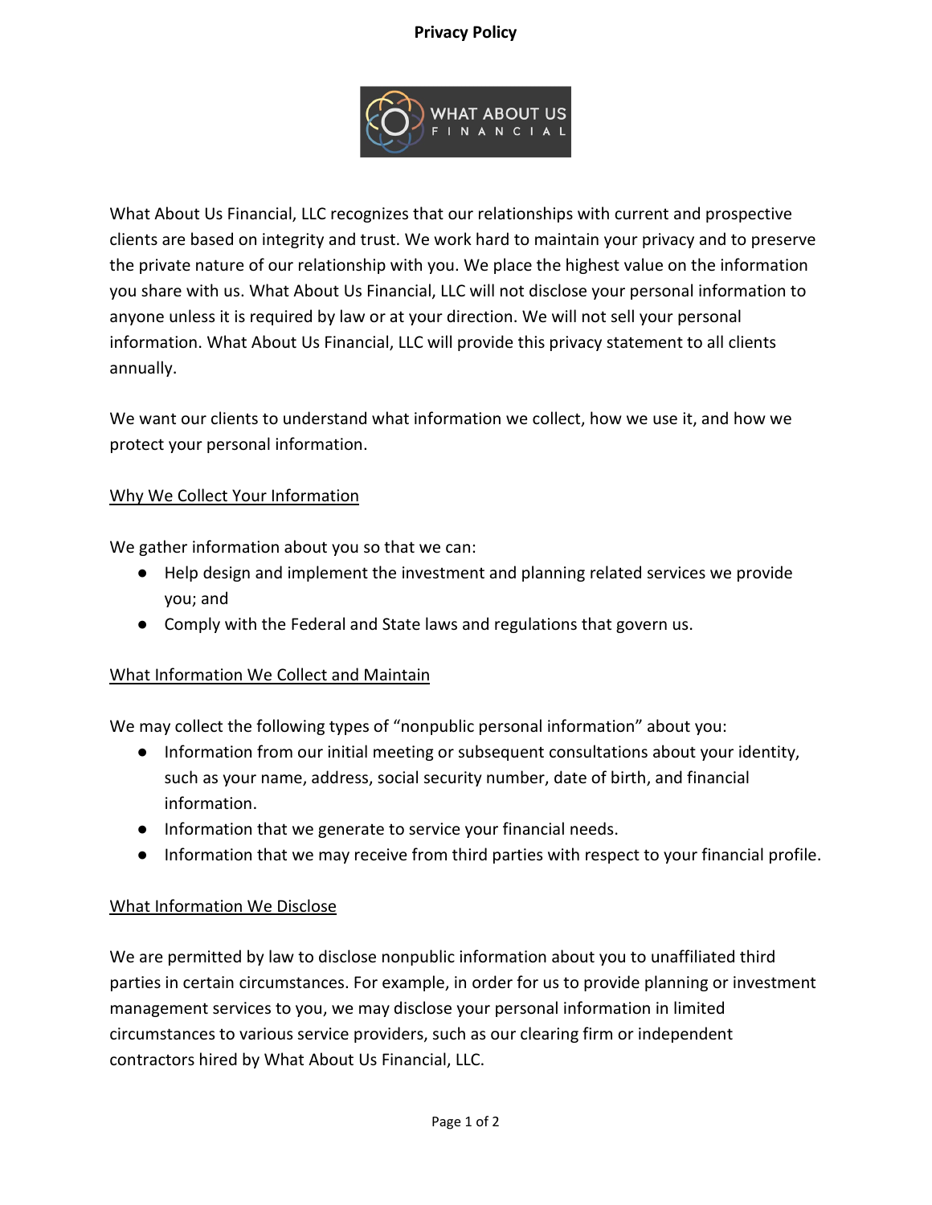# Privacy Policy

What About Us Financial, LLC recognizes that our relationships with current and prospective clients are based on integrity and trust. We work hard to maintain your privacy and to preserve the private nature of our relationship with you. We place the highest value on the information you share with us. What About Us Financial, LLC will not disclose your personal information to anyone unless it is required by law or at your direction. We will not sell your personal information. What About Us Financial, LLC will provide this privacy statement to all clients annually.

We want our clients to understand what information we collect, how we use it, and how we protect your personal information.

## Why We Collect Your Information

We gather information about you so that we can:

- Help design and implement the investment and planning related services we provide you; and
- Comply with the Federal and State laws and regulations that govern us.

## What Information We Collect and Maintain

We may collect the following types of "nonpublic personal information" about you:

- Information from our initial meeting or subsequent consultations about your identity, such as your name, address, social security number, date of birth, and financial information.
- Information that we generate to service your financial needs.
- Information that we may receive from third parties with respect to your financial profile.

## What Information We Disclose

We are permitted by law to disclose nonpublic information about you to unaffiliated third parties in certain circumstances. For example, in order for us to provide planning or investment management services to you, we may disclose your personal information in limited circumstances to various service providers, such as our clearing firm or independent contractors hired by What About Us Financial, LLC.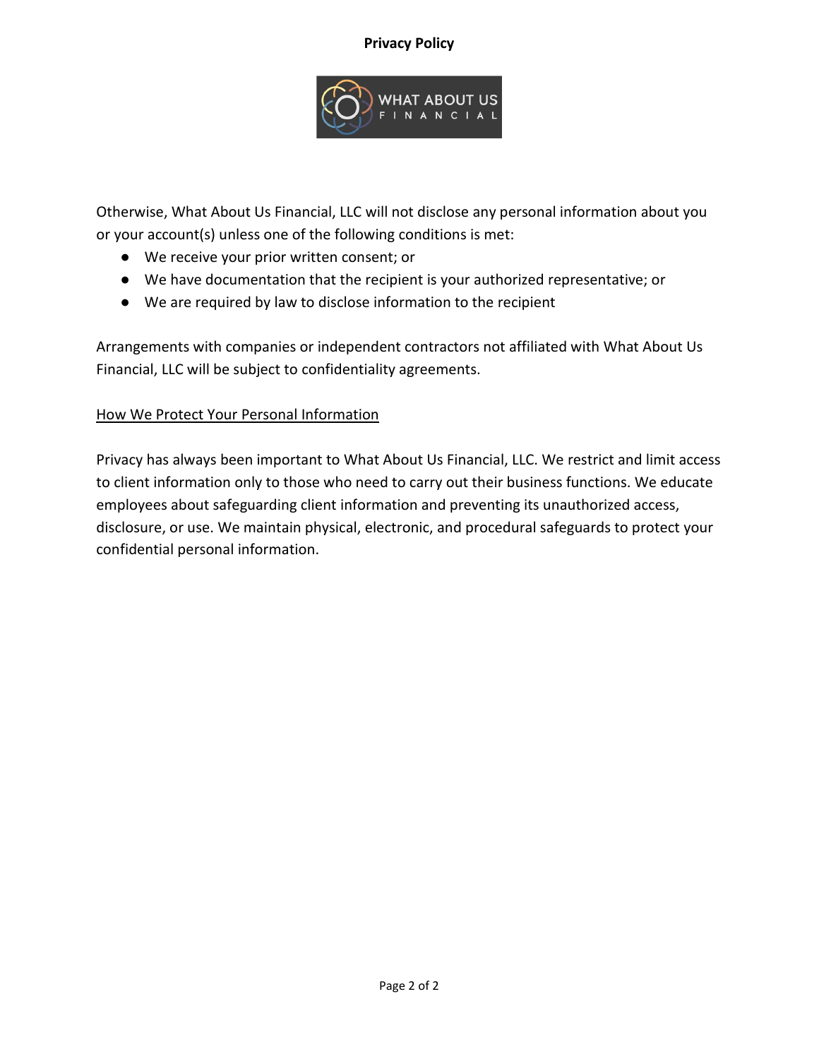Otherwise, What About Us Financial, LLC will not disclose any personal information about you or your account(s) unless one of the following conditions is met:

- We receive your prior written consent; or
- We have documentation that the recipient is your authorized representative; or
- We are required by law to disclose information to the recipient

Arrangements with companies or independent contractors not affiliated with What About Us Financial, LLC will be subject to confidentiality agreements.

## How We Protect Your Personal Information

Privacy has always been important to What About Us Financial, LLC. We restrict and limit access to client information only to those who need to carry out their business functions. We educate employees about safeguarding client information and preventing its unauthorized access, disclosure, or use. We maintain physical, electronic, and procedural safeguards to protect your confidential personal information.